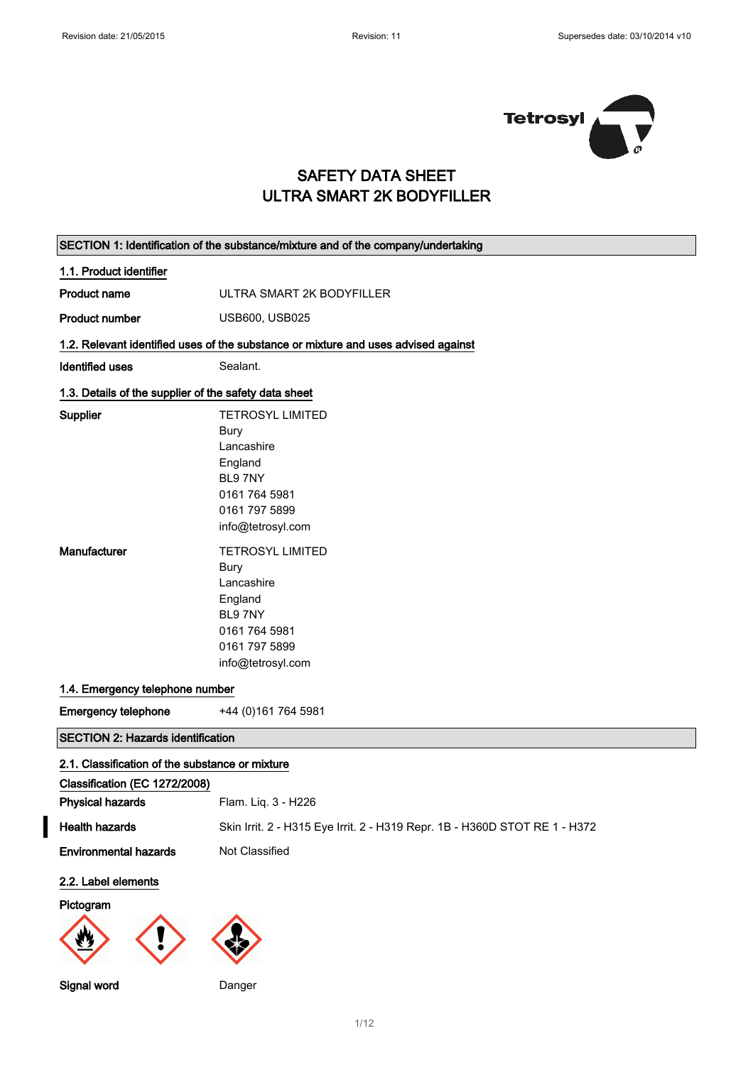Revision date: 21/05/2015 Revision: 11 Supersedes date: 03/10/2014 v10

# SAFETY DATA SHEET
# ULTRA SMART 2K BODYFILLER

## SECTION 1: Identification of the substance/mixture and of the company/undertaking

### 1.1. Product identifier

**Product name** ULTRA SMART 2K BODYFILLER

**Product number** USB600, USB025

### 1.2. Relevant identified uses of the substance or mixture and uses advised against

**Identified uses** Sealant.

### 1.3. Details of the supplier of the safety data sheet

**Supplier**
TETROSYL LIMITED
Bury
Lancashire
England
BL9 7NY
0161 764 5981
0161 797 5899
info@tetrosyl.com

**Manufacturer**
TETROSYL LIMITED
Bury
Lancashire
England
BL9 7NY
0161 764 5981
0161 797 5899
info@tetrosyl.com

### 1.4. Emergency telephone number

**Emergency telephone** +44 (0)161 764 5981

## SECTION 2: Hazards identification

### 2.1. Classification of the substance or mixture

**Classification (EC 1272/2008)**

**Physical hazards** Flam. Liq. 3 - H226

**Health hazards** Skin Irrit. 2 - H315 Eye Irrit. 2 - H319 Repr. 1B - H360D STOT RE 1 - H372

**Environmental hazards** Not Classified

### 2.2. Label elements

**Pictogram**

**Signal word** Danger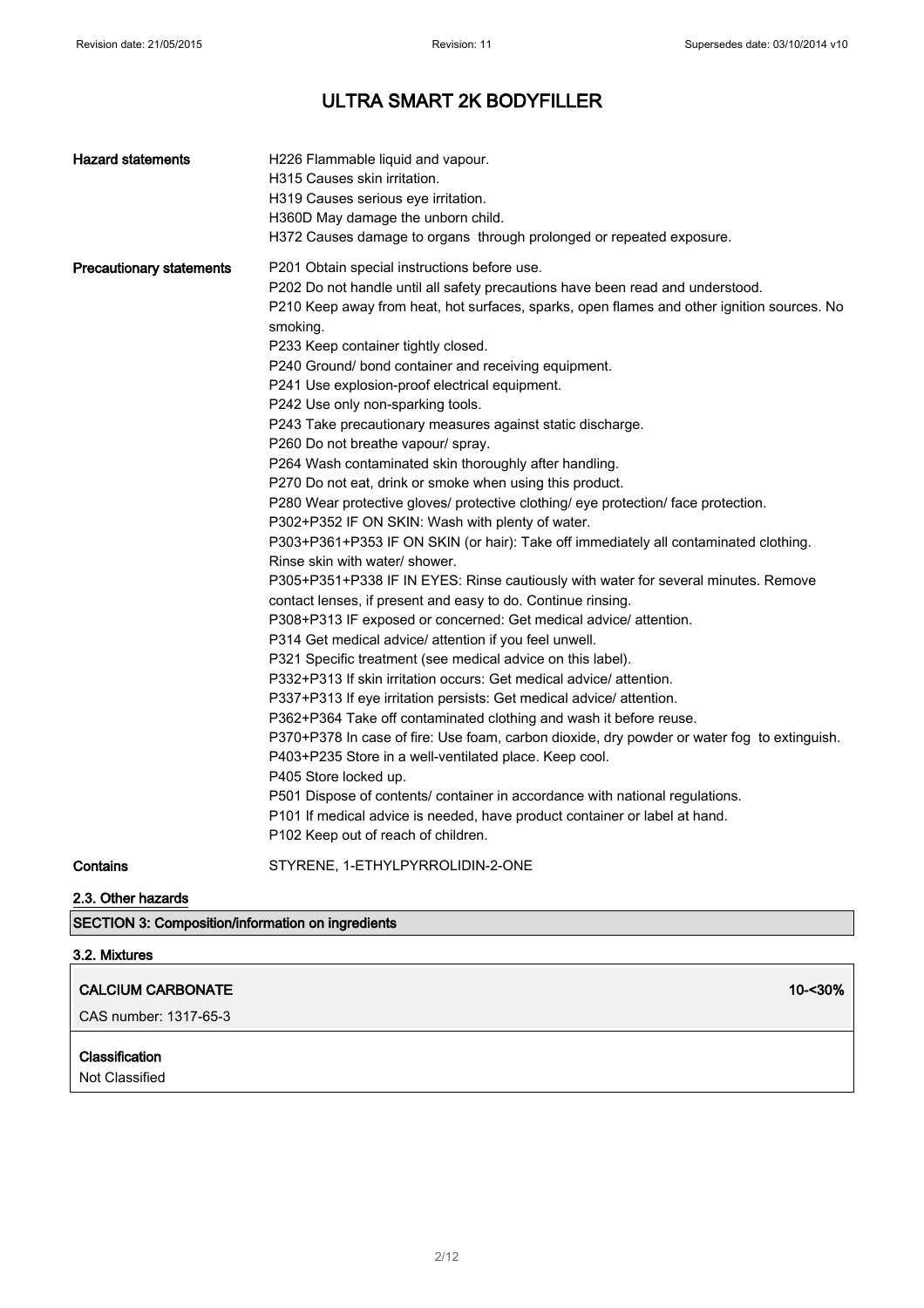# ULTRA SMART 2K BODYFILLER

| | |
|---|---|
| **Hazard statements** | H226 Flammable liquid and vapour.<br>H315 Causes skin irritation.<br>H319 Causes serious eye irritation.<br>H360D May damage the unborn child.<br>H372 Causes damage to organs through prolonged or repeated exposure. |
| **Precautionary statements** | P201 Obtain special instructions before use.<br>P202 Do not handle until all safety precautions have been read and understood.<br>P210 Keep away from heat, hot surfaces, sparks, open flames and other ignition sources. No smoking.<br>P233 Keep container tightly closed.<br>P240 Ground/ bond container and receiving equipment.<br>P241 Use explosion-proof electrical equipment.<br>P242 Use only non-sparking tools.<br>P243 Take precautionary measures against static discharge.<br>P260 Do not breathe vapour/ spray.<br>P264 Wash contaminated skin thoroughly after handling.<br>P270 Do not eat, drink or smoke when using this product.<br>P280 Wear protective gloves/ protective clothing/ eye protection/ face protection.<br>P302+P352 IF ON SKIN: Wash with plenty of water.<br>P303+P361+P353 IF ON SKIN (or hair): Take off immediately all contaminated clothing. Rinse skin with water/ shower.<br>P305+P351+P338 IF IN EYES: Rinse cautiously with water for several minutes. Remove contact lenses, if present and easy to do. Continue rinsing.<br>P308+P313 IF exposed or concerned: Get medical advice/ attention.<br>P314 Get medical advice/ attention if you feel unwell.<br>P321 Specific treatment (see medical advice on this label).<br>P332+P313 If skin irritation occurs: Get medical advice/ attention.<br>P337+P313 If eye irritation persists: Get medical advice/ attention.<br>P362+P364 Take off contaminated clothing and wash it before reuse.<br>P370+P378 In case of fire: Use foam, carbon dioxide, dry powder or water fog to extinguish.<br>P403+P235 Store in a well-ventilated place. Keep cool.<br>P405 Store locked up.<br>P501 Dispose of contents/ container in accordance with national regulations.<br>P101 If medical advice is needed, have product container or label at hand.<br>P102 Keep out of reach of children. |
| **Contains** | STYRENE, 1-ETHYLPYRROLIDIN-2-ONE |

### 2.3. Other hazards

## SECTION 3: Composition/information on ingredients

### 3.2. Mixtures

| **CALCIUM CARBONATE** | **10-<30%** |
|---|---|
| CAS number: 1317-65-3 | |

**Classification**

Not Classified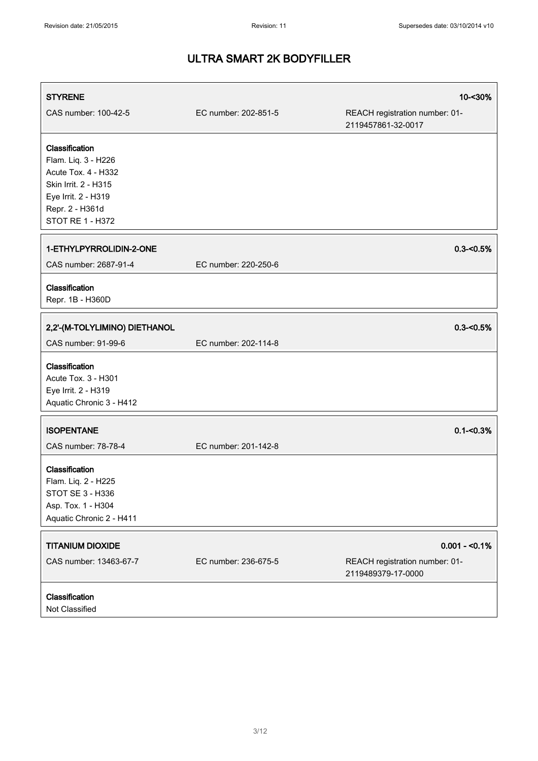| STYRENE | | 10-<30% |
| --- | --- | --- |
| CAS number: 100-42-5 | EC number: 202-851-5 | REACH registration number: 01-2119457861-32-0017 |

**Classification**
Flam. Liq. 3 - H226
Acute Tox. 4 - H332
Skin Irrit. 2 - H315
Eye Irrit. 2 - H319
Repr. 2 - H361d
STOT RE 1 - H372

| 1-ETHYLPYRROLIDIN-2-ONE | | 0.3-<0.5% |
| --- | --- | --- |
| CAS number: 2687-91-4 | EC number: 220-250-6 | |

**Classification**
Repr. 1B - H360D

| 2,2'-(M-TOLYLIMINO) DIETHANOL | | 0.3-<0.5% |
| --- | --- | --- |
| CAS number: 91-99-6 | EC number: 202-114-8 | |

**Classification**
Acute Tox. 3 - H301
Eye Irrit. 2 - H319
Aquatic Chronic 3 - H412

| ISOPENTANE | | 0.1-<0.3% |
| --- | --- | --- |
| CAS number: 78-78-4 | EC number: 201-142-8 | |

**Classification**
Flam. Liq. 2 - H225
STOT SE 3 - H336
Asp. Tox. 1 - H304
Aquatic Chronic 2 - H411

| TITANIUM DIOXIDE | | 0.001 - <0.1% |
| --- | --- | --- |
| CAS number: 13463-67-7 | EC number: 236-675-5 | REACH registration number: 01-2119489379-17-0000 |

**Classification**
Not Classified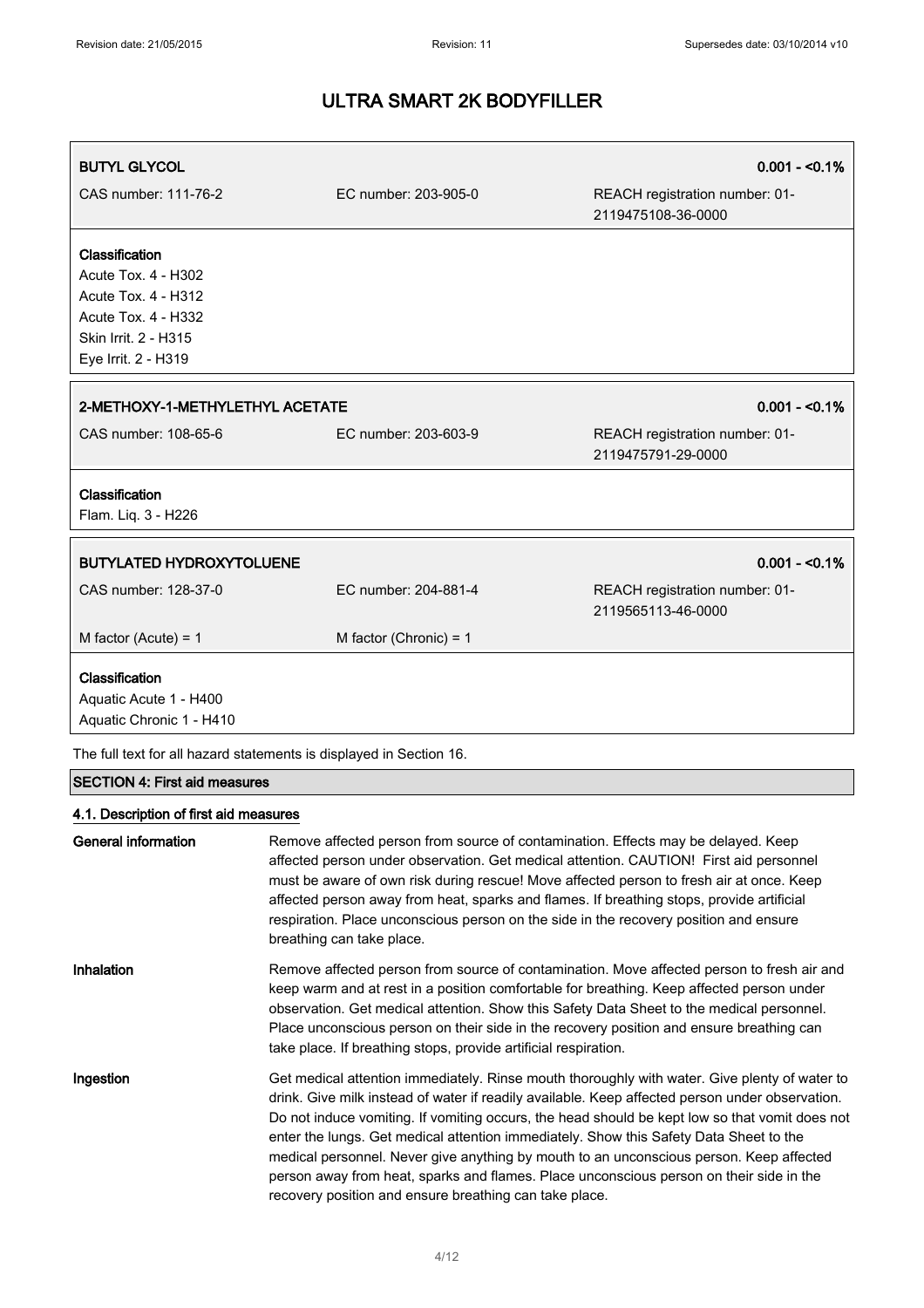# ULTRA SMART 2K BODYFILLER

| **BUTYL GLYCOL** | | **0.001 - <0.1%** |
|---|---|---|
| CAS number: 111-76-2 | EC number: 203-905-0 | REACH registration number: 01-2119475108-36-0000 |

**Classification**
Acute Tox. 4 - H302
Acute Tox. 4 - H312
Acute Tox. 4 - H332
Skin Irrit. 2 - H315
Eye Irrit. 2 - H319

| **2-METHOXY-1-METHYLETHYL ACETATE** | | **0.001 - <0.1%** |
|---|---|---|
| CAS number: 108-65-6 | EC number: 203-603-9 | REACH registration number: 01-2119475791-29-0000 |

**Classification**
Flam. Liq. 3 - H226

| **BUTYLATED HYDROXYTOLUENE** | | **0.001 - <0.1%** |
|---|---|---|
| CAS number: 128-37-0 | EC number: 204-881-4 | REACH registration number: 01-2119565113-46-0000 |
| M factor (Acute) = 1 | M factor (Chronic) = 1 | |

**Classification**
Aquatic Acute 1 - H400
Aquatic Chronic 1 - H410

The full text for all hazard statements is displayed in Section 16.

## SECTION 4: First aid measures

### 4.1. Description of first aid measures

**General information** Remove affected person from source of contamination. Effects may be delayed. Keep affected person under observation. Get medical attention. CAUTION! First aid personnel must be aware of own risk during rescue! Move affected person to fresh air at once. Keep affected person away from heat, sparks and flames. If breathing stops, provide artificial respiration. Place unconscious person on the side in the recovery position and ensure breathing can take place.

**Inhalation** Remove affected person from source of contamination. Move affected person to fresh air and keep warm and at rest in a position comfortable for breathing. Keep affected person under observation. Get medical attention. Show this Safety Data Sheet to the medical personnel. Place unconscious person on their side in the recovery position and ensure breathing can take place. If breathing stops, provide artificial respiration.

**Ingestion** Get medical attention immediately. Rinse mouth thoroughly with water. Give plenty of water to drink. Give milk instead of water if readily available. Keep affected person under observation. Do not induce vomiting. If vomiting occurs, the head should be kept low so that vomit does not enter the lungs. Get medical attention immediately. Show this Safety Data Sheet to the medical personnel. Never give anything by mouth to an unconscious person. Keep affected person away from heat, sparks and flames. Place unconscious person on their side in the recovery position and ensure breathing can take place.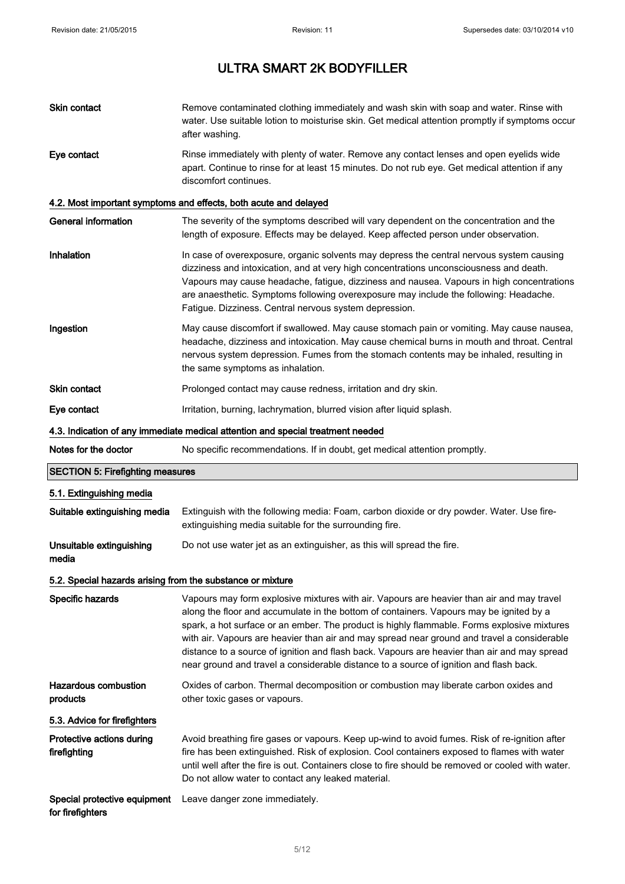| | |
|---|---|
| **Skin contact** | Remove contaminated clothing immediately and wash skin with soap and water. Rinse with water. Use suitable lotion to moisturise skin. Get medical attention promptly if symptoms occur after washing. |
| **Eye contact** | Rinse immediately with plenty of water. Remove any contact lenses and open eyelids wide apart. Continue to rinse for at least 15 minutes. Do not rub eye. Get medical attention if any discomfort continues. |

### 4.2. Most important symptoms and effects, both acute and delayed

| | |
|---|---|
| **General information** | The severity of the symptoms described will vary dependent on the concentration and the length of exposure. Effects may be delayed. Keep affected person under observation. |
| **Inhalation** | In case of overexposure, organic solvents may depress the central nervous system causing dizziness and intoxication, and at very high concentrations unconsciousness and death. Vapours may cause headache, fatigue, dizziness and nausea. Vapours in high concentrations are anaesthetic. Symptoms following overexposure may include the following: Headache. Fatigue. Dizziness. Central nervous system depression. |
| **Ingestion** | May cause discomfort if swallowed. May cause stomach pain or vomiting. May cause nausea, headache, dizziness and intoxication. May cause chemical burns in mouth and throat. Central nervous system depression. Fumes from the stomach contents may be inhaled, resulting in the same symptoms as inhalation. |
| **Skin contact** | Prolonged contact may cause redness, irritation and dry skin. |
| **Eye contact** | Irritation, burning, lachrymation, blurred vision after liquid splash. |

### 4.3. Indication of any immediate medical attention and special treatment needed

| | |
|---|---|
| **Notes for the doctor** | No specific recommendations. If in doubt, get medical attention promptly. |

## SECTION 5: Firefighting measures

### 5.1. Extinguishing media

| | |
|---|---|
| **Suitable extinguishing media** | Extinguish with the following media: Foam, carbon dioxide or dry powder. Water. Use fire-extinguishing media suitable for the surrounding fire. |
| **Unsuitable extinguishing media** | Do not use water jet as an extinguisher, as this will spread the fire. |

### 5.2. Special hazards arising from the substance or mixture

| | |
|---|---|
| **Specific hazards** | Vapours may form explosive mixtures with air. Vapours are heavier than air and may travel along the floor and accumulate in the bottom of containers. Vapours may be ignited by a spark, a hot surface or an ember. The product is highly flammable. Forms explosive mixtures with air. Vapours are heavier than air and may spread near ground and travel a considerable distance to a source of ignition and flash back. Vapours are heavier than air and may spread near ground and travel a considerable distance to a source of ignition and flash back. |
| **Hazardous combustion products** | Oxides of carbon. Thermal decomposition or combustion may liberate carbon oxides and other toxic gases or vapours. |

### 5.3. Advice for firefighters

| | |
|---|---|
| **Protective actions during firefighting** | Avoid breathing fire gases or vapours. Keep up-wind to avoid fumes. Risk of re-ignition after fire has been extinguished. Risk of explosion. Cool containers exposed to flames with water until well after the fire is out. Containers close to fire should be removed or cooled with water. Do not allow water to contact any leaked material. |
| **Special protective equipment for firefighters** | Leave danger zone immediately. |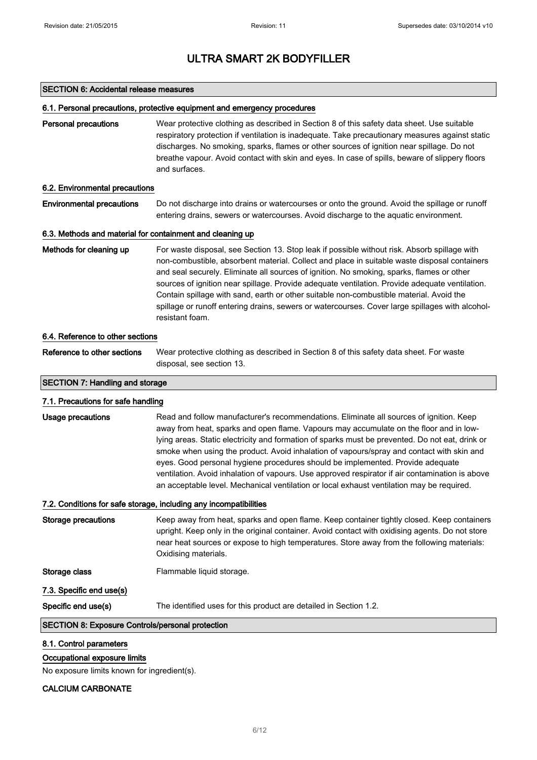# ULTRA SMART 2K BODYFILLER

## SECTION 6: Accidental release measures

### 6.1. Personal precautions, protective equipment and emergency procedures

**Personal precautions** Wear protective clothing as described in Section 8 of this safety data sheet. Use suitable respiratory protection if ventilation is inadequate. Take precautionary measures against static discharges. No smoking, sparks, flames or other sources of ignition near spillage. Do not breathe vapour. Avoid contact with skin and eyes. In case of spills, beware of slippery floors and surfaces.

### 6.2. Environmental precautions

**Environmental precautions** Do not discharge into drains or watercourses or onto the ground. Avoid the spillage or runoff entering drains, sewers or watercourses. Avoid discharge to the aquatic environment.

### 6.3. Methods and material for containment and cleaning up

**Methods for cleaning up** For waste disposal, see Section 13. Stop leak if possible without risk. Absorb spillage with non-combustible, absorbent material. Collect and place in suitable waste disposal containers and seal securely. Eliminate all sources of ignition. No smoking, sparks, flames or other sources of ignition near spillage. Provide adequate ventilation. Provide adequate ventilation. Contain spillage with sand, earth or other suitable non-combustible material. Avoid the spillage or runoff entering drains, sewers or watercourses. Cover large spillages with alcohol-resistant foam.

### 6.4. Reference to other sections

**Reference to other sections** Wear protective clothing as described in Section 8 of this safety data sheet. For waste disposal, see section 13.

## SECTION 7: Handling and storage

### 7.1. Precautions for safe handling

**Usage precautions** Read and follow manufacturer's recommendations. Eliminate all sources of ignition. Keep away from heat, sparks and open flame. Vapours may accumulate on the floor and in low-lying areas. Static electricity and formation of sparks must be prevented. Do not eat, drink or smoke when using the product. Avoid inhalation of vapours/spray and contact with skin and eyes. Good personal hygiene procedures should be implemented. Provide adequate ventilation. Avoid inhalation of vapours. Use approved respirator if air contamination is above an acceptable level. Mechanical ventilation or local exhaust ventilation may be required.

### 7.2. Conditions for safe storage, including any incompatibilities

**Storage precautions** Keep away from heat, sparks and open flame. Keep container tightly closed. Keep containers upright. Keep only in the original container. Avoid contact with oxidising agents. Do not store near heat sources or expose to high temperatures. Store away from the following materials: Oxidising materials.

**Storage class** Flammable liquid storage.

### 7.3. Specific end use(s)

**Specific end use(s)** The identified uses for this product are detailed in Section 1.2.

## SECTION 8: Exposure Controls/personal protection

### 8.1. Control parameters

**Occupational exposure limits**

No exposure limits known for ingredient(s).

**CALCIUM CARBONATE**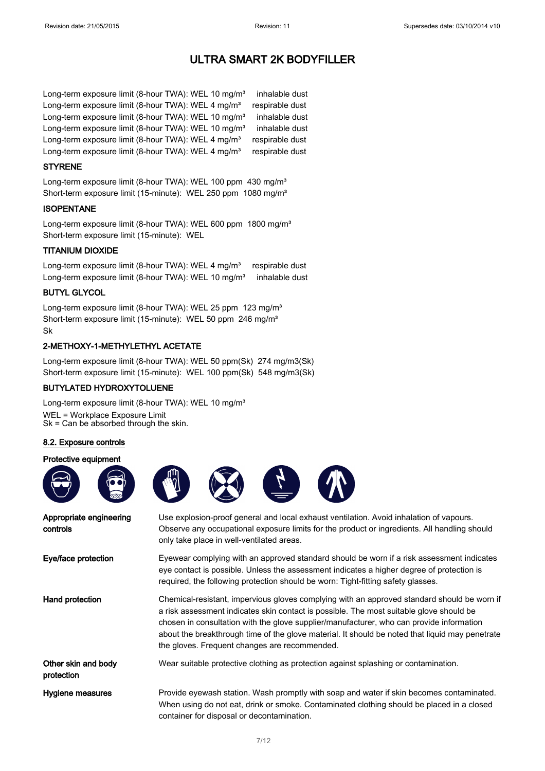# ULTRA SMART 2K BODYFILLER

Long-term exposure limit (8-hour TWA): WEL 10 mg/m³ inhalable dust
Long-term exposure limit (8-hour TWA): WEL 4 mg/m³ respirable dust
Long-term exposure limit (8-hour TWA): WEL 10 mg/m³ inhalable dust
Long-term exposure limit (8-hour TWA): WEL 10 mg/m³ inhalable dust
Long-term exposure limit (8-hour TWA): WEL 4 mg/m³ respirable dust
Long-term exposure limit (8-hour TWA): WEL 4 mg/m³ respirable dust

### STYRENE

Long-term exposure limit (8-hour TWA): WEL 100 ppm 430 mg/m³
Short-term exposure limit (15-minute): WEL 250 ppm 1080 mg/m³

### ISOPENTANE

Long-term exposure limit (8-hour TWA): WEL 600 ppm 1800 mg/m³
Short-term exposure limit (15-minute): WEL

### TITANIUM DIOXIDE

Long-term exposure limit (8-hour TWA): WEL 4 mg/m³ respirable dust
Long-term exposure limit (8-hour TWA): WEL 10 mg/m³ inhalable dust

### BUTYL GLYCOL

Long-term exposure limit (8-hour TWA): WEL 25 ppm 123 mg/m³
Short-term exposure limit (15-minute): WEL 50 ppm 246 mg/m³
Sk

### 2-METHOXY-1-METHYLETHYL ACETATE

Long-term exposure limit (8-hour TWA): WEL 50 ppm(Sk) 274 mg/m3(Sk)
Short-term exposure limit (15-minute): WEL 100 ppm(Sk) 548 mg/m3(Sk)

### BUTYLATED HYDROXYTOLUENE

Long-term exposure limit (8-hour TWA): WEL 10 mg/m³

WEL = Workplace Exposure Limit
Sk = Can be absorbed through the skin.

## 8.2. Exposure controls

### Protective equipment

**Appropriate engineering controls**
Use explosion-proof general and local exhaust ventilation. Avoid inhalation of vapours. Observe any occupational exposure limits for the product or ingredients. All handling should only take place in well-ventilated areas.

**Eye/face protection**
Eyewear complying with an approved standard should be worn if a risk assessment indicates eye contact is possible. Unless the assessment indicates a higher degree of protection is required, the following protection should be worn: Tight-fitting safety glasses.

**Hand protection**
Chemical-resistant, impervious gloves complying with an approved standard should be worn if a risk assessment indicates skin contact is possible. The most suitable glove should be chosen in consultation with the glove supplier/manufacturer, who can provide information about the breakthrough time of the glove material. It should be noted that liquid may penetrate the gloves. Frequent changes are recommended.

**Other skin and body protection**
Wear suitable protective clothing as protection against splashing or contamination.

**Hygiene measures**
Provide eyewash station. Wash promptly with soap and water if skin becomes contaminated. When using do not eat, drink or smoke. Contaminated clothing should be placed in a closed container for disposal or decontamination.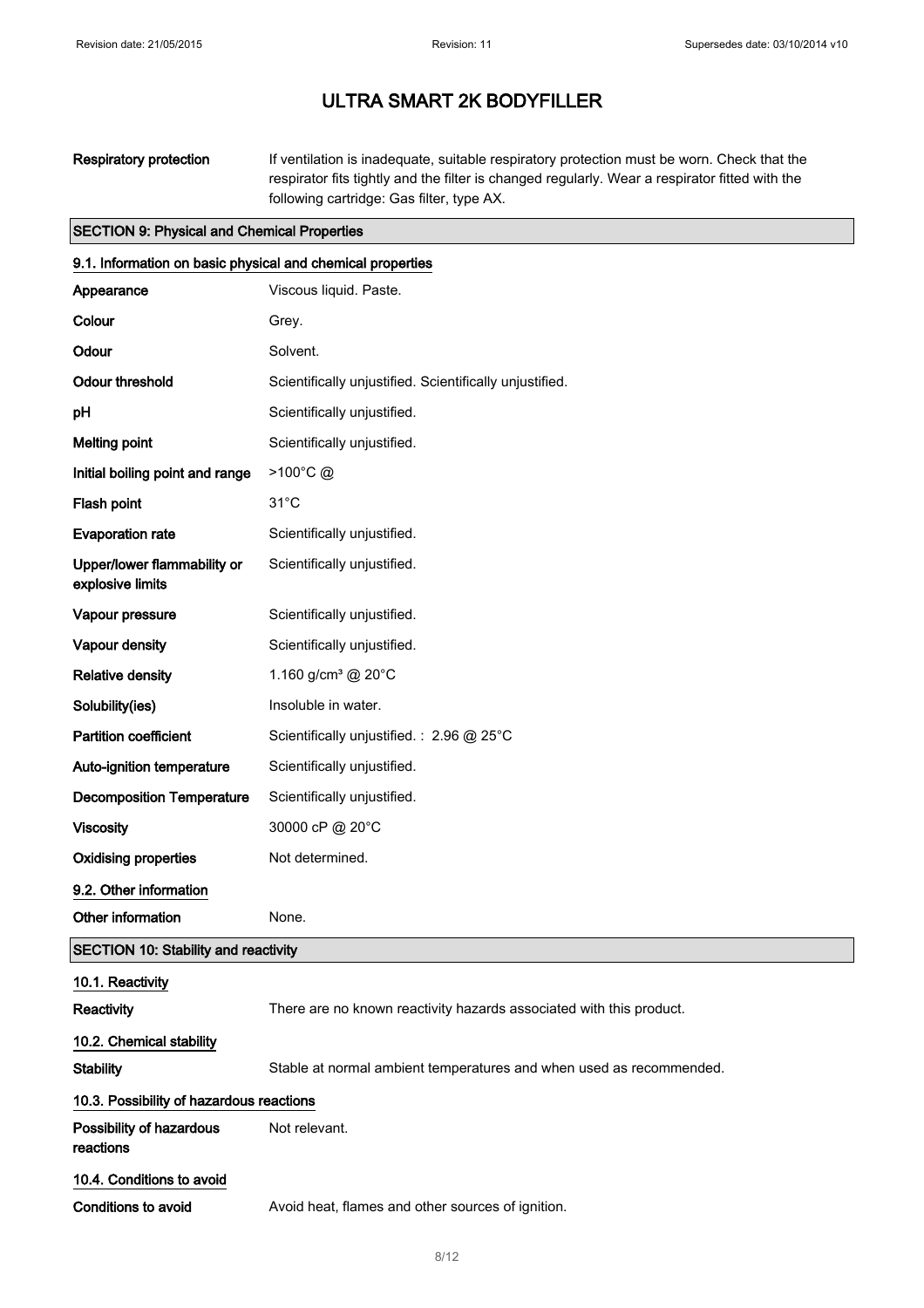| | |
|---|---|
| **Respiratory protection** | If ventilation is inadequate, suitable respiratory protection must be worn. Check that the respirator fits tightly and the filter is changed regularly. Wear a respirator fitted with the following cartridge: Gas filter, type AX. |

## SECTION 9: Physical and Chemical Properties

### 9.1. Information on basic physical and chemical properties

| | |
|---|---|
| **Appearance** | Viscous liquid. Paste. |
| **Colour** | Grey. |
| **Odour** | Solvent. |
| **Odour threshold** | Scientifically unjustified. Scientifically unjustified. |
| **pH** | Scientifically unjustified. |
| **Melting point** | Scientifically unjustified. |
| **Initial boiling point and range** | >100°C @ |
| **Flash point** | 31°C |
| **Evaporation rate** | Scientifically unjustified. |
| **Upper/lower flammability or explosive limits** | Scientifically unjustified. |
| **Vapour pressure** | Scientifically unjustified. |
| **Vapour density** | Scientifically unjustified. |
| **Relative density** | 1.160 g/cm³ @ 20°C |
| **Solubility(ies)** | Insoluble in water. |
| **Partition coefficient** | Scientifically unjustified. : 2.96 @ 25°C |
| **Auto-ignition temperature** | Scientifically unjustified. |
| **Decomposition Temperature** | Scientifically unjustified. |
| **Viscosity** | 30000 cP @ 20°C |
| **Oxidising properties** | Not determined. |

### 9.2. Other information

| | |
|---|---|
| **Other information** | None. |

## SECTION 10: Stability and reactivity

### 10.1. Reactivity

| | |
|---|---|
| **Reactivity** | There are no known reactivity hazards associated with this product. |

### 10.2. Chemical stability

| | |
|---|---|
| **Stability** | Stable at normal ambient temperatures and when used as recommended. |

### 10.3. Possibility of hazardous reactions

| | |
|---|---|
| **Possibility of hazardous reactions** | Not relevant. |

### 10.4. Conditions to avoid

| | |
|---|---|
| **Conditions to avoid** | Avoid heat, flames and other sources of ignition. |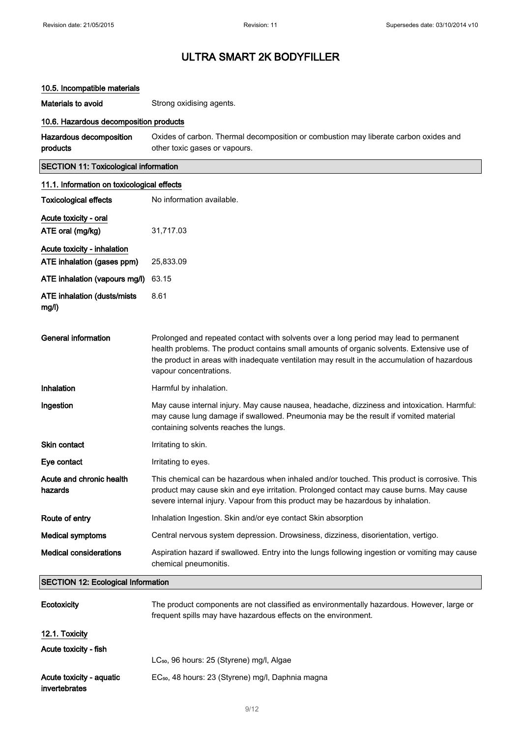# ULTRA SMART 2K BODYFILLER

### 10.5. Incompatible materials

**Materials to avoid** Strong oxidising agents.

### 10.6. Hazardous decomposition products

**Hazardous decomposition products** Oxides of carbon. Thermal decomposition or combustion may liberate carbon oxides and other toxic gases or vapours.

## SECTION 11: Toxicological information

### 11.1. Information on toxicological effects

**Toxicological effects** No information available.

**Acute toxicity - oral**

**ATE oral (mg/kg)** 31,717.03

**Acute toxicity - inhalation**

**ATE inhalation (gases ppm)** 25,833.09

**ATE inhalation (vapours mg/l)** 63.15

**ATE inhalation (dusts/mists mg/l)** 8.61

**General information** Prolonged and repeated contact with solvents over a long period may lead to permanent health problems. The product contains small amounts of organic solvents. Extensive use of the product in areas with inadequate ventilation may result in the accumulation of hazardous vapour concentrations.

**Inhalation** Harmful by inhalation.

**Ingestion** May cause internal injury. May cause nausea, headache, dizziness and intoxication. Harmful: may cause lung damage if swallowed. Pneumonia may be the result if vomited material containing solvents reaches the lungs.

**Skin contact** Irritating to skin.

**Eye contact** Irritating to eyes.

**Acute and chronic health hazards** This chemical can be hazardous when inhaled and/or touched. This product is corrosive. This product may cause skin and eye irritation. Prolonged contact may cause burns. May cause severe internal injury. Vapour from this product may be hazardous by inhalation.

**Route of entry** Inhalation Ingestion. Skin and/or eye contact Skin absorption

**Medical symptoms** Central nervous system depression. Drowsiness, dizziness, disorientation, vertigo.

**Medical considerations** Aspiration hazard if swallowed. Entry into the lungs following ingestion or vomiting may cause chemical pneumonitis.

## SECTION 12: Ecological Information

**Ecotoxicity** The product components are not classified as environmentally hazardous. However, large or frequent spills may have hazardous effects on the environment.

### 12.1. Toxicity

**Acute toxicity - fish**

$LC_{50}$, 96 hours: 25 (Styrene) mg/l, Algae

**Acute toxicity - aquatic invertebrates** $EC_{50}$, 48 hours: 23 (Styrene) mg/l, Daphnia magna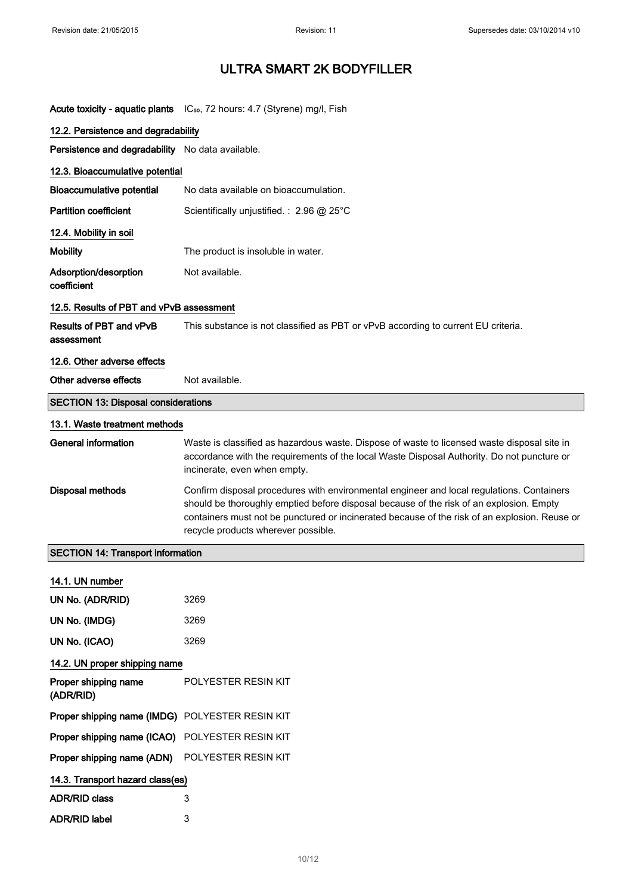# ULTRA SMART 2K BODYFILLER

**Acute toxicity - aquatic plants** $IC_{50}$, 72 hours: 4.7 (Styrene) mg/l, Fish

### 12.2. Persistence and degradability

**Persistence and degradability** No data available.

### 12.3. Bioaccumulative potential

**Bioaccumulative potential** No data available on bioaccumulation.

**Partition coefficient** Scientifically unjustified. : 2.96 @ 25°C

### 12.4. Mobility in soil

**Mobility** The product is insoluble in water.

**Adsorption/desorption coefficient** Not available.

### 12.5. Results of PBT and vPvB assessment

**Results of PBT and vPvB assessment** This substance is not classified as PBT or vPvB according to current EU criteria.

### 12.6. Other adverse effects

**Other adverse effects** Not available.

## SECTION 13: Disposal considerations

### 13.1. Waste treatment methods

**General information** Waste is classified as hazardous waste. Dispose of waste to licensed waste disposal site in accordance with the requirements of the local Waste Disposal Authority. Do not puncture or incinerate, even when empty.

**Disposal methods** Confirm disposal procedures with environmental engineer and local regulations. Containers should be thoroughly emptied before disposal because of the risk of an explosion. Empty containers must not be punctured or incinerated because of the risk of an explosion. Reuse or recycle products wherever possible.

## SECTION 14: Transport information

### 14.1. UN number

**UN No. (ADR/RID)** 3269

**UN No. (IMDG)** 3269

**UN No. (ICAO)** 3269

### 14.2. UN proper shipping name

**Proper shipping name (ADR/RID)** POLYESTER RESIN KIT

**Proper shipping name (IMDG)** POLYESTER RESIN KIT

**Proper shipping name (ICAO)** POLYESTER RESIN KIT

**Proper shipping name (ADN)** POLYESTER RESIN KIT

### 14.3. Transport hazard class(es)

**ADR/RID class** 3

**ADR/RID label** 3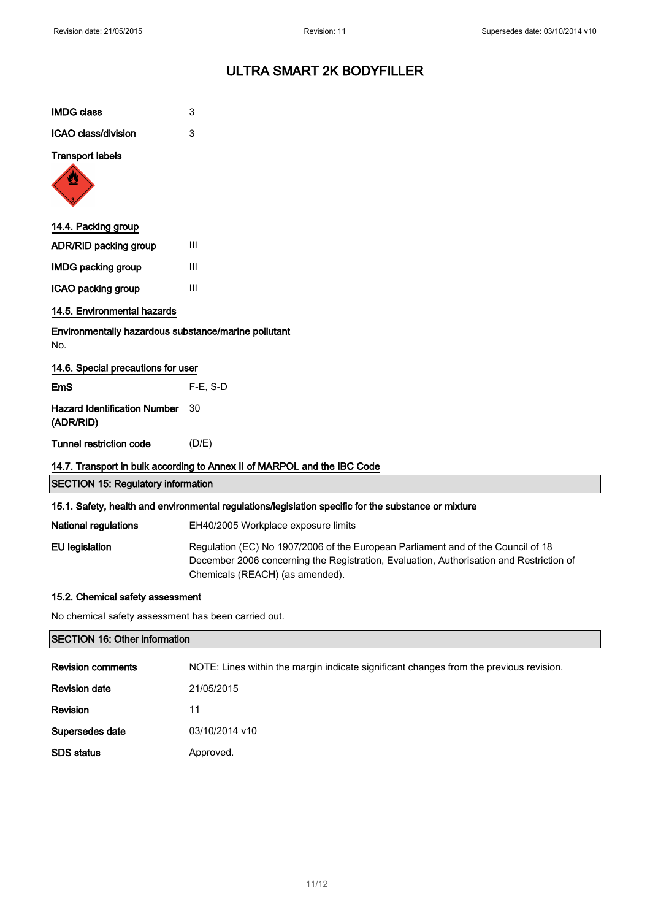# ULTRA SMART 2K BODYFILLER

| | |
|---|---|
| **IMDG class** | 3 |
| **ICAO class/division** | 3 |

**Transport labels**

### 14.4. Packing group

| | |
|---|---|
| **ADR/RID packing group** | III |
| **IMDG packing group** | III |
| **ICAO packing group** | III |

### 14.5. Environmental hazards

**Environmentally hazardous substance/marine pollutant**

No.

### 14.6. Special precautions for user

| | |
|---|---|
| **EmS** | F-E, S-D |
| **Hazard Identification Number (ADR/RID)** | 30 |
| **Tunnel restriction code** | (D/E) |

### 14.7. Transport in bulk according to Annex II of MARPOL and the IBC Code

## SECTION 15: Regulatory information

### 15.1. Safety, health and environmental regulations/legislation specific for the substance or mixture

| | |
|---|---|
| **National regulations** | EH40/2005 Workplace exposure limits |
| **EU legislation** | Regulation (EC) No 1907/2006 of the European Parliament and of the Council of 18 December 2006 concerning the Registration, Evaluation, Authorisation and Restriction of Chemicals (REACH) (as amended). |

### 15.2. Chemical safety assessment

No chemical safety assessment has been carried out.

## SECTION 16: Other information

| | |
|---|---|
| **Revision comments** | NOTE: Lines within the margin indicate significant changes from the previous revision. |
| **Revision date** | 21/05/2015 |
| **Revision** | 11 |
| **Supersedes date** | 03/10/2014 v10 |
| **SDS status** | Approved. |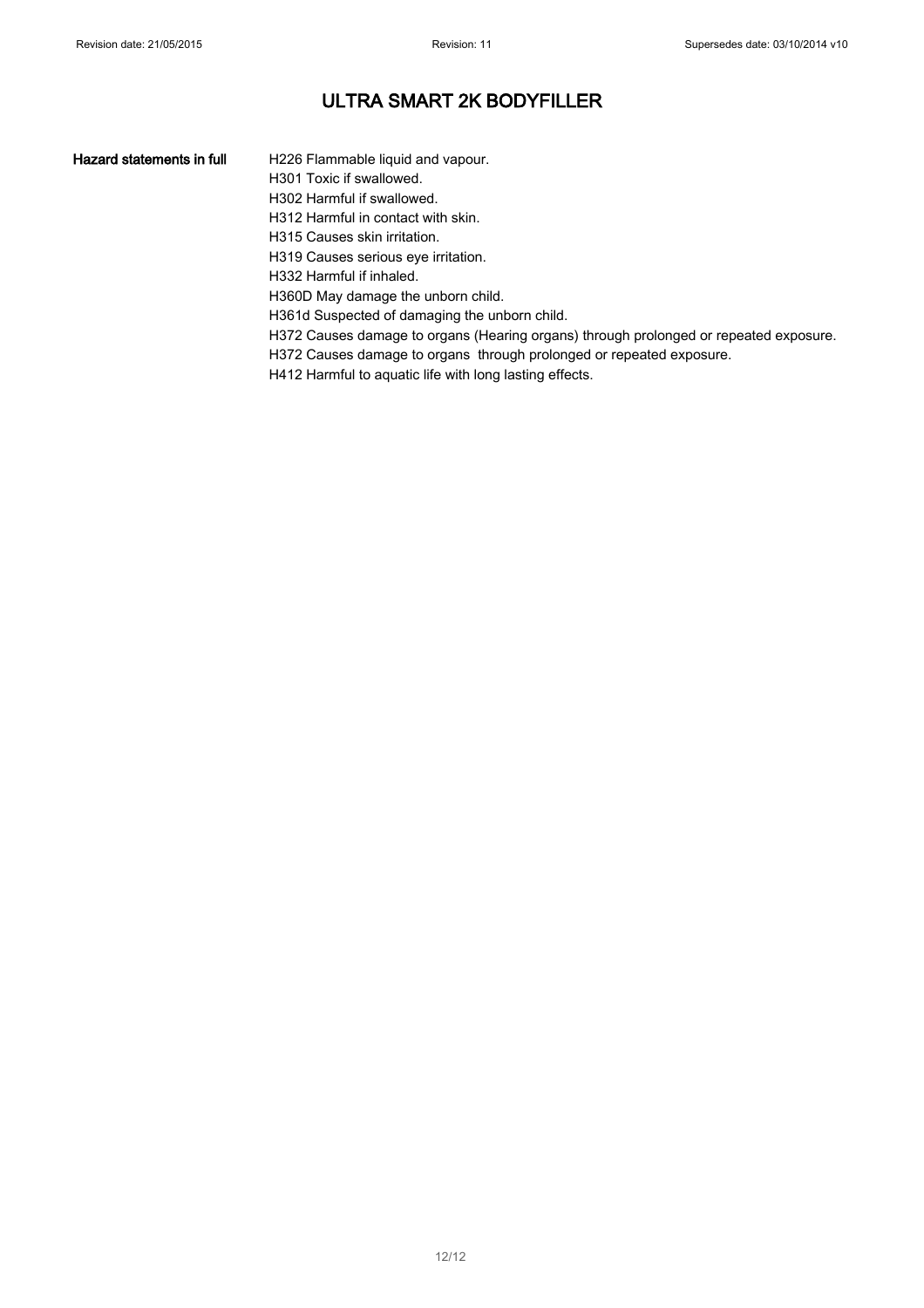# ULTRA SMART 2K BODYFILLER

**Hazard statements in full**

H226 Flammable liquid and vapour.
H301 Toxic if swallowed.
H302 Harmful if swallowed.
H312 Harmful in contact with skin.
H315 Causes skin irritation.
H319 Causes serious eye irritation.
H332 Harmful if inhaled.
H360D May damage the unborn child.
H361d Suspected of damaging the unborn child.
H372 Causes damage to organs (Hearing organs) through prolonged or repeated exposure.
H372 Causes damage to organs through prolonged or repeated exposure.
H412 Harmful to aquatic life with long lasting effects.